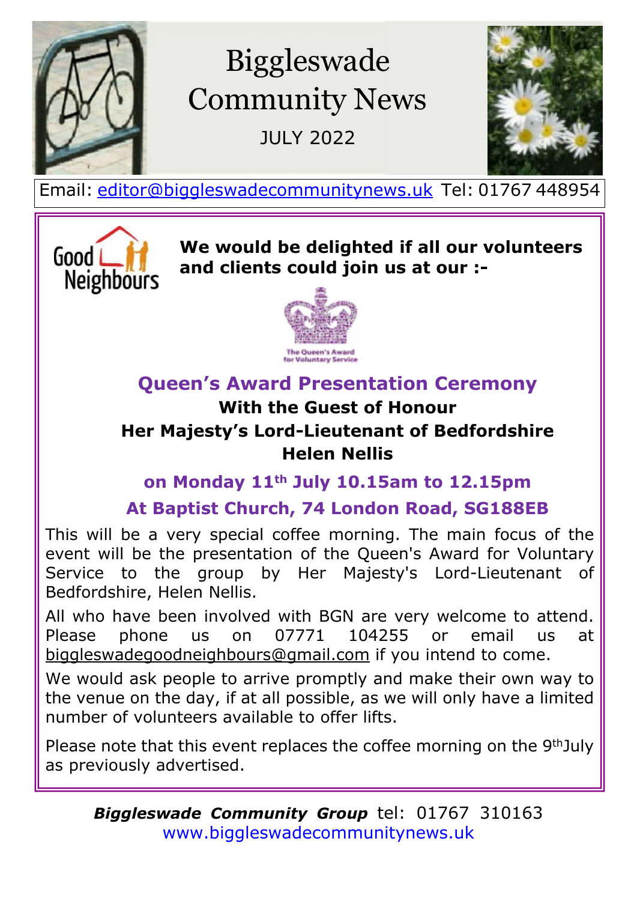# Biggleswade Community News

JULY 2022

Email: editor@biggleswadecommunitynews.uk Tel: 01767 448954

Good Neighbours

**We would be delighted if all our volunteers and clients could join us at our :-**

The Queen's Award for Voluntary Service

## Queen's Award Presentation Ceremony

**With the Guest of Honour**
**Her Majesty's Lord-Lieutenant of Bedfordshire**
**Helen Nellis**

**on Monday 11th July 10.15am to 12.15pm**

**At Baptist Church, 74 London Road, SG188EB**

This will be a very special coffee morning. The main focus of the event will be the presentation of the Queen's Award for Voluntary Service to the group by Her Majesty's Lord-Lieutenant of Bedfordshire, Helen Nellis.

All who have been involved with BGN are very welcome to attend. Please phone us on 07771 104255 or email us at biggleswadegoodneighbours@gmail.com if you intend to come.

We would ask people to arrive promptly and make their own way to the venue on the day, if at all possible, as we will only have a limited number of volunteers available to offer lifts.

Please note that this event replaces the coffee morning on the 9th July as previously advertised.

***Biggleswade Community Group*** tel: 01767 310163
www.biggleswadecommunitynews.uk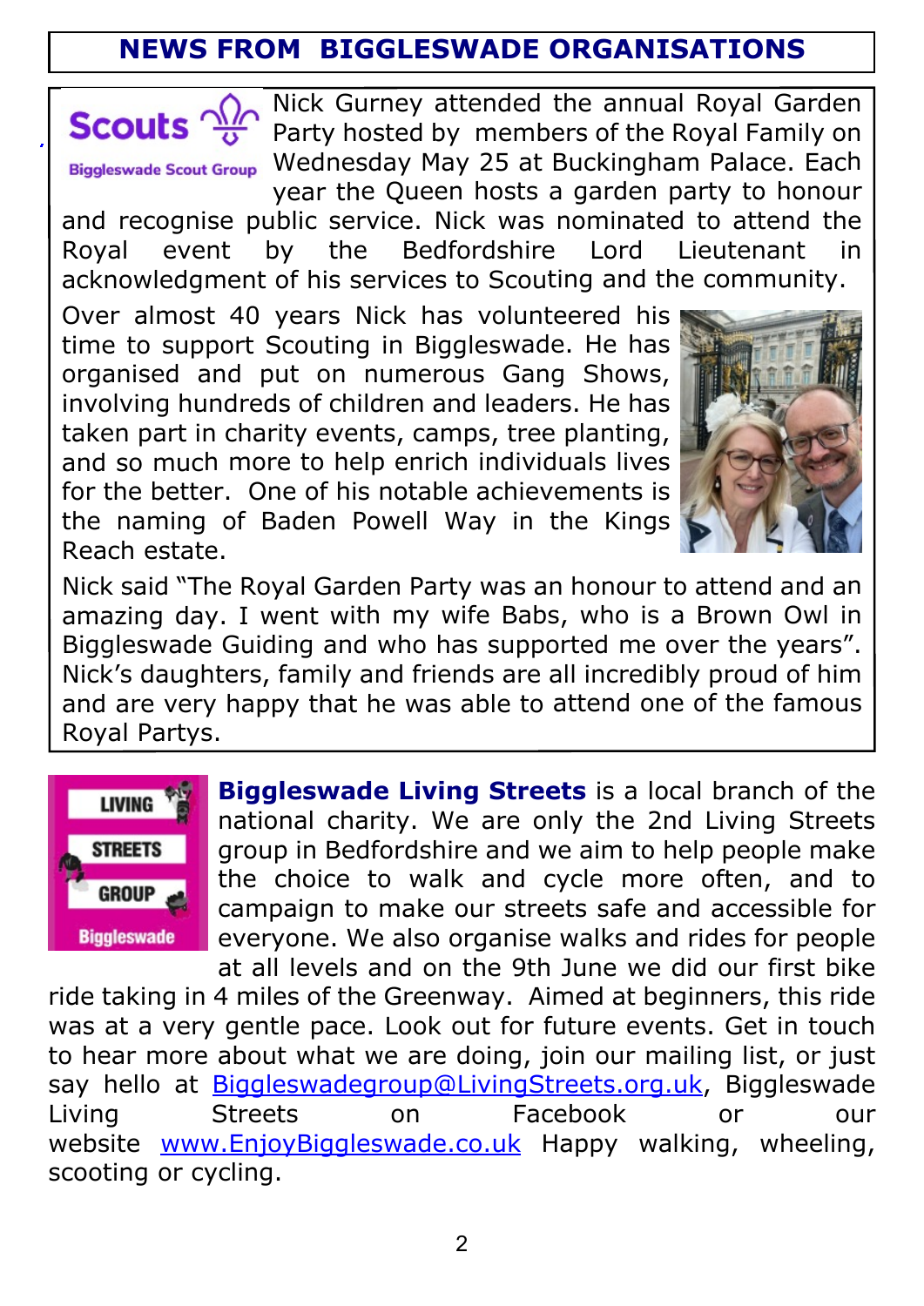## NEWS FROM BIGGLESWADE ORGANISATIONS

Scouts
Biggleswade Scout Group

Nick Gurney attended the annual Royal Garden Party hosted by members of the Royal Family on Wednesday May 25 at Buckingham Palace. Each year the Queen hosts a garden party to honour and recognise public service. Nick was nominated to attend the Royal event by the Bedfordshire Lord Lieutenant in acknowledgment of his services to Scouting and the community.

Over almost 40 years Nick has volunteered his time to support Scouting in Biggleswade. He has organised and put on numerous Gang Shows, involving hundreds of children and leaders. He has taken part in charity events, camps, tree planting, and so much more to help enrich individuals lives for the better. One of his notable achievements is the naming of Baden Powell Way in the Kings Reach estate.

Nick said "The Royal Garden Party was an honour to attend and an amazing day. I went with my wife Babs, who is a Brown Owl in Biggleswade Guiding and who has supported me over the years". Nick's daughters, family and friends are all incredibly proud of him and are very happy that he was able to attend one of the famous Royal Partys.

LIVING STREETS GROUP Biggleswade

**Biggleswade Living Streets** is a local branch of the national charity. We are only the 2nd Living Streets group in Bedfordshire and we aim to help people make the choice to walk and cycle more often, and to campaign to make our streets safe and accessible for everyone. We also organise walks and rides for people at all levels and on the 9th June we did our first bike ride taking in 4 miles of the Greenway. Aimed at beginners, this ride was at a very gentle pace. Look out for future events. Get in touch to hear more about what we are doing, join our mailing list, or just say hello at Biggleswadegroup@LivingStreets.org.uk, Biggleswade Living Streets on Facebook or our website www.EnjoyBiggleswade.co.uk Happy walking, wheeling, scooting or cycling.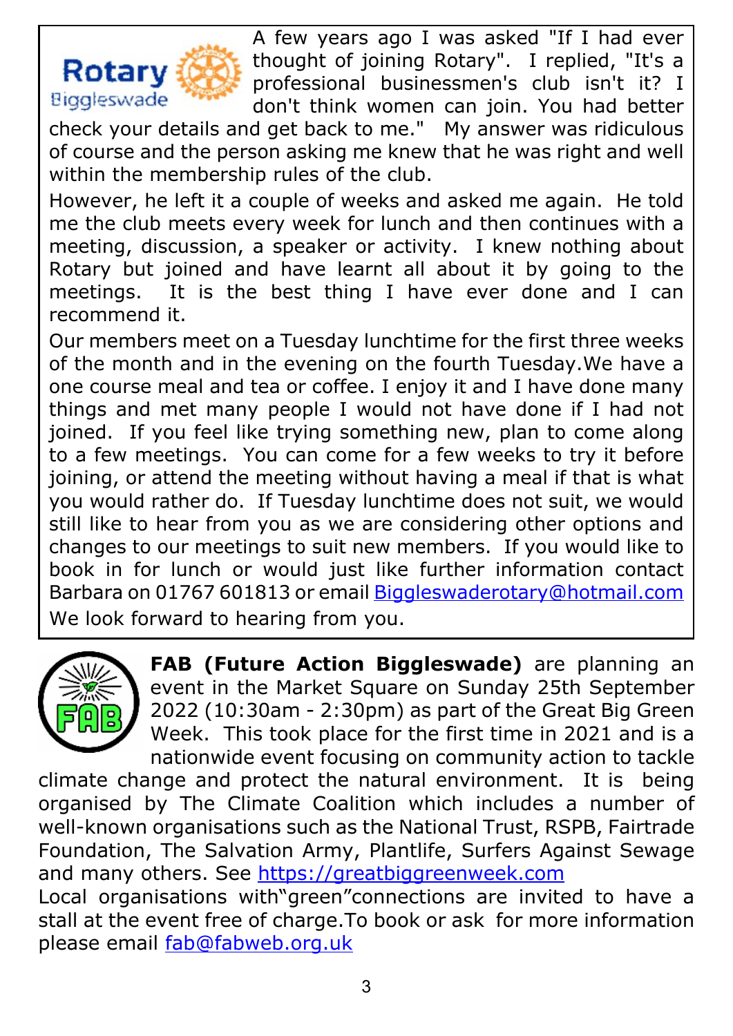**Rotary** Biggleswade

A few years ago I was asked "If I had ever thought of joining Rotary". I replied, "It's a professional businessmen's club isn't it? I don't think women can join. You had better check your details and get back to me." My answer was ridiculous of course and the person asking me knew that he was right and well within the membership rules of the club.

However, he left it a couple of weeks and asked me again. He told me the club meets every week for lunch and then continues with a meeting, discussion, a speaker or activity. I knew nothing about Rotary but joined and have learnt all about it by going to the meetings. It is the best thing I have ever done and I can recommend it.

Our members meet on a Tuesday lunchtime for the first three weeks of the month and in the evening on the fourth Tuesday.We have a one course meal and tea or coffee. I enjoy it and I have done many things and met many people I would not have done if I had not joined. If you feel like trying something new, plan to come along to a few meetings. You can come for a few weeks to try it before joining, or attend the meeting without having a meal if that is what you would rather do. If Tuesday lunchtime does not suit, we would still like to hear from you as we are considering other options and changes to our meetings to suit new members. If you would like to book in for lunch or would just like further information contact Barbara on 01767 601813 or email Biggleswaderotary@hotmail.com

We look forward to hearing from you.

---

**FAB (Future Action Biggleswade)** are planning an event in the Market Square on Sunday 25th September 2022 (10:30am - 2:30pm) as part of the Great Big Green Week. This took place for the first time in 2021 and is a nationwide event focusing on community action to tackle climate change and protect the natural environment. It is being organised by The Climate Coalition which includes a number of well-known organisations such as the National Trust, RSPB, Fairtrade Foundation, The Salvation Army, Plantlife, Surfers Against Sewage and many others. See https://greatbiggreenweek.com

Local organisations with"green"connections are invited to have a stall at the event free of charge.To book or ask for more information please email fab@fabweb.org.uk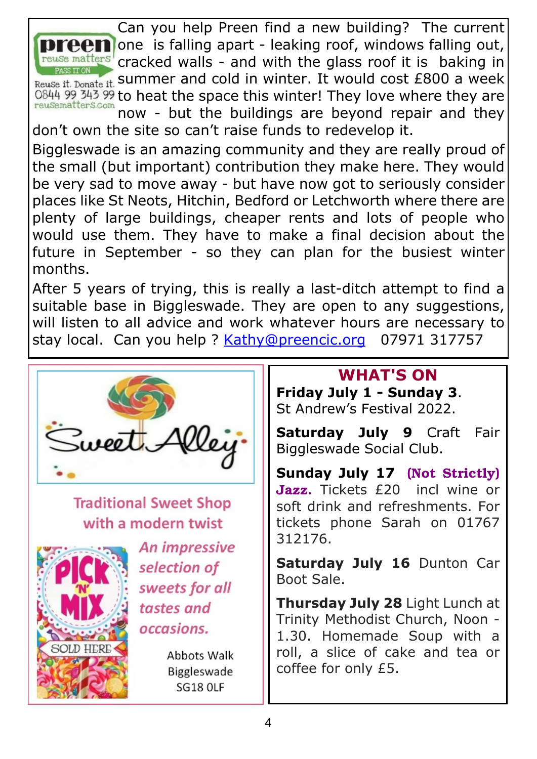preen reuse matters PASS IT ON

Reuse it. Donate it. 0844 99 343 99 reusematters.com

Can you help Preen find a new building? The current one is falling apart - leaking roof, windows falling out, cracked walls - and with the glass roof it is baking in summer and cold in winter. It would cost £800 a week to heat the space this winter! They love where they are now - but the buildings are beyond repair and they don't own the site so can't raise funds to redevelop it.

Biggleswade is an amazing community and they are really proud of the small (but important) contribution they make here. They would be very sad to move away - but have now got to seriously consider places like St Neots, Hitchin, Bedford or Letchworth where there are plenty of large buildings, cheaper rents and lots of people who would use them. They have to make a final decision about the future in September - so they can plan for the busiest winter months.

After 5 years of trying, this is really a last-ditch attempt to find a suitable base in Biggleswade. They are open to any suggestions, will listen to all advice and work whatever hours are necessary to stay local. Can you help ? Kathy@preencic.org 07971 317757

Sweet Alley

Traditional Sweet Shop with a modern twist

PICK 'N' MIX SOLD HERE

*An impressive selection of sweets for all tastes and occasions.*

Abbots Walk
Biggleswade
SG18 0LF

## WHAT'S ON

**Friday July 1 - Sunday 3.** St Andrew's Festival 2022.

**Saturday July 9** Craft Fair Biggleswade Social Club.

**Sunday July 17** **(Not Strictly) Jazz.** Tickets £20 incl wine or soft drink and refreshments. For tickets phone Sarah on 01767 312176.

**Saturday July 16** Dunton Car Boot Sale.

**Thursday July 28** Light Lunch at Trinity Methodist Church, Noon - 1.30. Homemade Soup with a roll, a slice of cake and tea or coffee for only £5.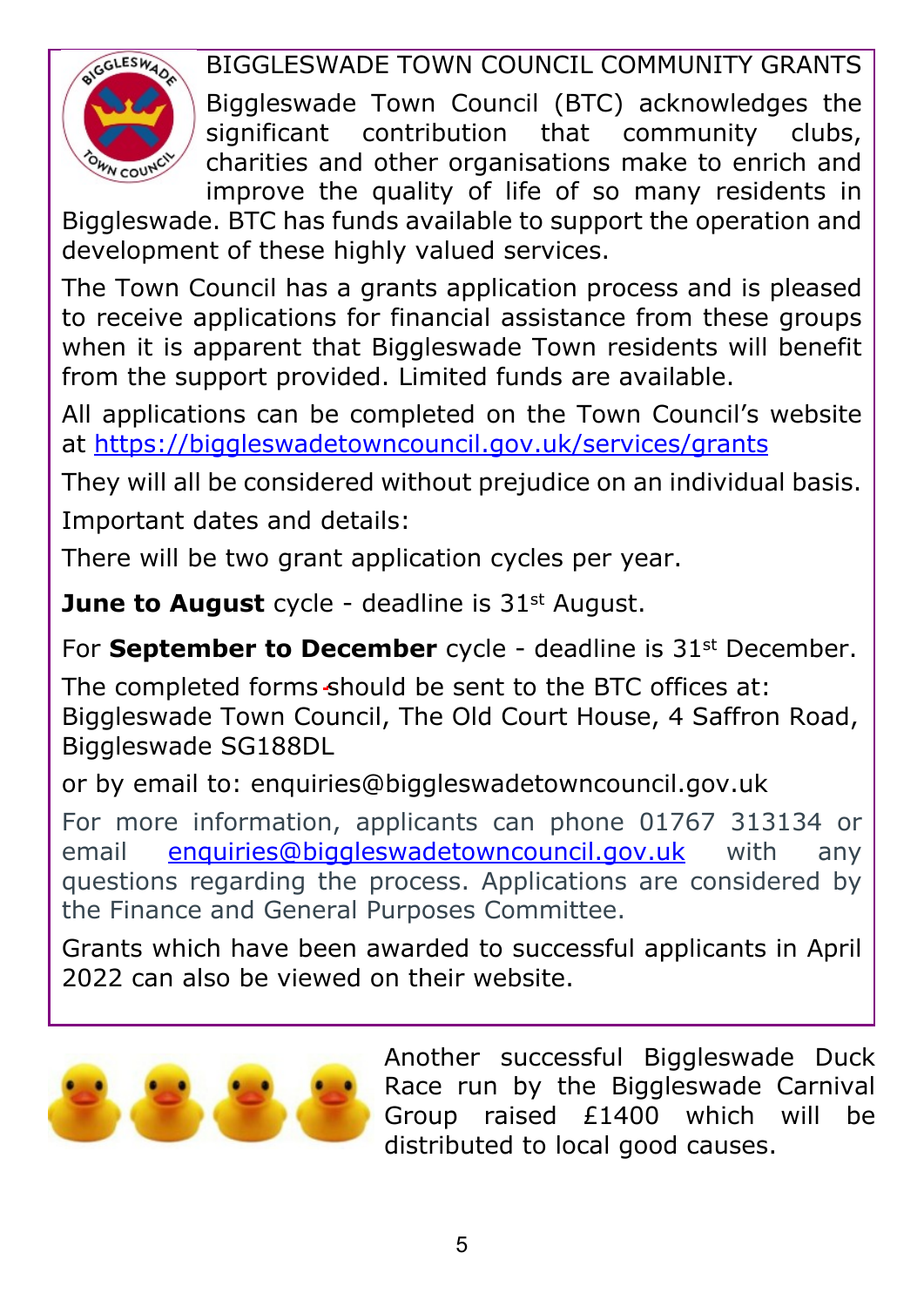## BIGGLESWADE TOWN COUNCIL COMMUNITY GRANTS

Biggleswade Town Council (BTC) acknowledges the significant contribution that community clubs, charities and other organisations make to enrich and improve the quality of life of so many residents in Biggleswade. BTC has funds available to support the operation and development of these highly valued services.

The Town Council has a grants application process and is pleased to receive applications for financial assistance from these groups when it is apparent that Biggleswade Town residents will benefit from the support provided. Limited funds are available.

All applications can be completed on the Town Council's website at https://biggleswadetowncouncil.gov.uk/services/grants

They will all be considered without prejudice on an individual basis.

Important dates and details:

There will be two grant application cycles per year.

**June to August** cycle - deadline is 31st August.

For **September to December** cycle - deadline is 31st December.

The completed forms should be sent to the BTC offices at: Biggleswade Town Council, The Old Court House, 4 Saffron Road, Biggleswade SG188DL

or by email to: enquiries@biggleswadetowncouncil.gov.uk

For more information, applicants can phone 01767 313134 or email enquiries@biggleswadetowncouncil.gov.uk with any questions regarding the process. Applications are considered by the Finance and General Purposes Committee.

Grants which have been awarded to successful applicants in April 2022 can also be viewed on their website.

Another successful Biggleswade Duck Race run by the Biggleswade Carnival Group raised £1400 which will be distributed to local good causes.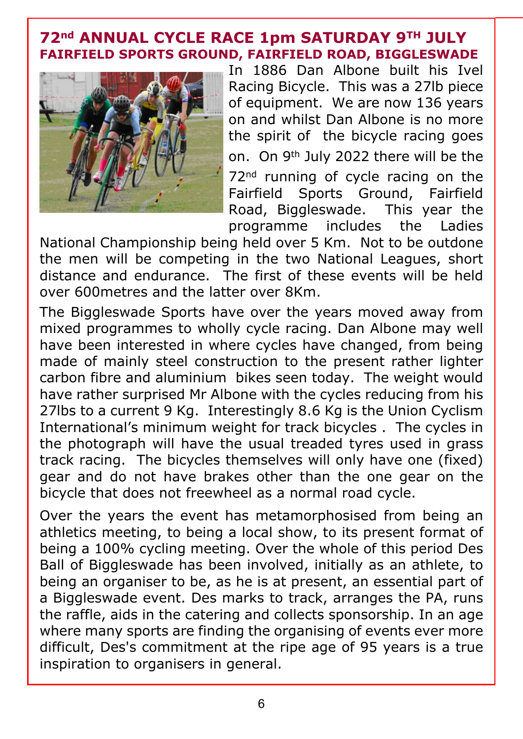## 72nd ANNUAL CYCLE RACE 1pm SATURDAY 9TH JULY

### FAIRFIELD SPORTS GROUND, FAIRFIELD ROAD, BIGGLESWADE

In 1886 Dan Albone built his Ivel Racing Bicycle. This was a 27lb piece of equipment. We are now 136 years on and whilst Dan Albone is no more the spirit of the bicycle racing goes on. On 9th July 2022 there will be the 72nd running of cycle racing on the Fairfield Sports Ground, Fairfield Road, Biggleswade. This year the programme includes the Ladies National Championship being held over 5 Km. Not to be outdone the men will be competing in the two National Leagues, short distance and endurance. The first of these events will be held over 600metres and the latter over 8Km.

The Biggleswade Sports have over the years moved away from mixed programmes to wholly cycle racing. Dan Albone may well have been interested in where cycles have changed, from being made of mainly steel construction to the present rather lighter carbon fibre and aluminium bikes seen today. The weight would have rather surprised Mr Albone with the cycles reducing from his 27lbs to a current 9 Kg. Interestingly 8.6 Kg is the Union Cyclism International's minimum weight for track bicycles . The cycles in the photograph will have the usual treaded tyres used in grass track racing. The bicycles themselves will only have one (fixed) gear and do not have brakes other than the one gear on the bicycle that does not freewheel as a normal road cycle.

Over the years the event has metamorphosised from being an athletics meeting, to being a local show, to its present format of being a 100% cycling meeting. Over the whole of this period Des Ball of Biggleswade has been involved, initially as an athlete, to being an organiser to be, as he is at present, an essential part of a Biggleswade event. Des marks to track, arranges the PA, runs the raffle, aids in the catering and collects sponsorship. In an age where many sports are finding the organising of events ever more difficult, Des's commitment at the ripe age of 95 years is a true inspiration to organisers in general.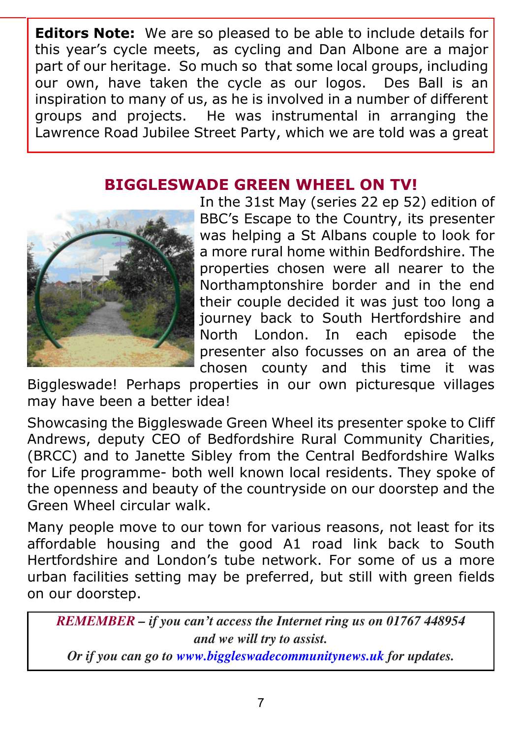**Editors Note:** We are so pleased to be able to include details for this year's cycle meets, as cycling and Dan Albone are a major part of our heritage. So much so that some local groups, including our own, have taken the cycle as our logos. Des Ball is an inspiration to many of us, as he is involved in a number of different groups and projects. He was instrumental in arranging the Lawrence Road Jubilee Street Party, which we are told was a great

## BIGGLESWADE GREEN WHEEL ON TV!

In the 31st May (series 22 ep 52) edition of BBC's Escape to the Country, its presenter was helping a St Albans couple to look for a more rural home within Bedfordshire. The properties chosen were all nearer to the Northamptonshire border and in the end their couple decided it was just too long a journey back to South Hertfordshire and North London. In each episode the presenter also focusses on an area of the chosen county and this time it was Biggleswade! Perhaps properties in our own picturesque villages may have been a better idea!

Showcasing the Biggleswade Green Wheel its presenter spoke to Cliff Andrews, deputy CEO of Bedfordshire Rural Community Charities, (BRCC) and to Janette Sibley from the Central Bedfordshire Walks for Life programme- both well known local residents. They spoke of the openness and beauty of the countryside on our doorstep and the Green Wheel circular walk.

Many people move to our town for various reasons, not least for its affordable housing and the good A1 road link back to South Hertfordshire and London's tube network. For some of us a more urban facilities setting may be preferred, but still with green fields on our doorstep.

***REMEMBER** – if you can't access the Internet ring us on 01767 448954 and we will try to assist.*
*Or if you can go to www.biggleswadecommunitynews.uk for updates.*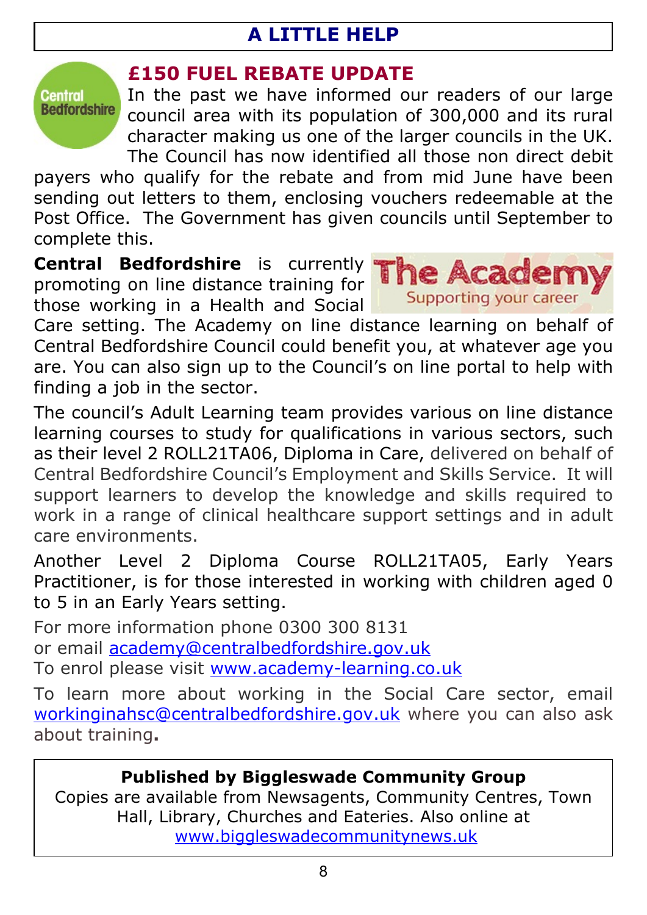# A LITTLE HELP

## £150 FUEL REBATE UPDATE

In the past we have informed our readers of our large council area with its population of 300,000 and its rural character making us one of the larger councils in the UK. The Council has now identified all those non direct debit payers who qualify for the rebate and from mid June have been sending out letters to them, enclosing vouchers redeemable at the Post Office. The Government has given councils until September to complete this.

**Central Bedfordshire** is currently promoting on line distance training for those working in a Health and Social Care setting. The Academy on line distance learning on behalf of Central Bedfordshire Council could benefit you, at whatever age you are. You can also sign up to the Council's on line portal to help with finding a job in the sector.

The council's Adult Learning team provides various on line distance learning courses to study for qualifications in various sectors, such as their level 2 ROLL21TA06, Diploma in Care, delivered on behalf of Central Bedfordshire Council's Employment and Skills Service. It will support learners to develop the knowledge and skills required to work in a range of clinical healthcare support settings and in adult care environments.

Another Level 2 Diploma Course ROLL21TA05, Early Years Practitioner, is for those interested in working with children aged 0 to 5 in an Early Years setting.

For more information phone 0300 300 8131
or email academy@centralbedfordshire.gov.uk
To enrol please visit www.academy-learning.co.uk

To learn more about working in the Social Care sector, email workinginahsc@centralbedfordshire.gov.uk where you can also ask about training**.**

**Published by Biggleswade Community Group**
Copies are available from Newsagents, Community Centres, Town Hall, Library, Churches and Eateries. Also online at www.biggleswadecommunitynews.uk